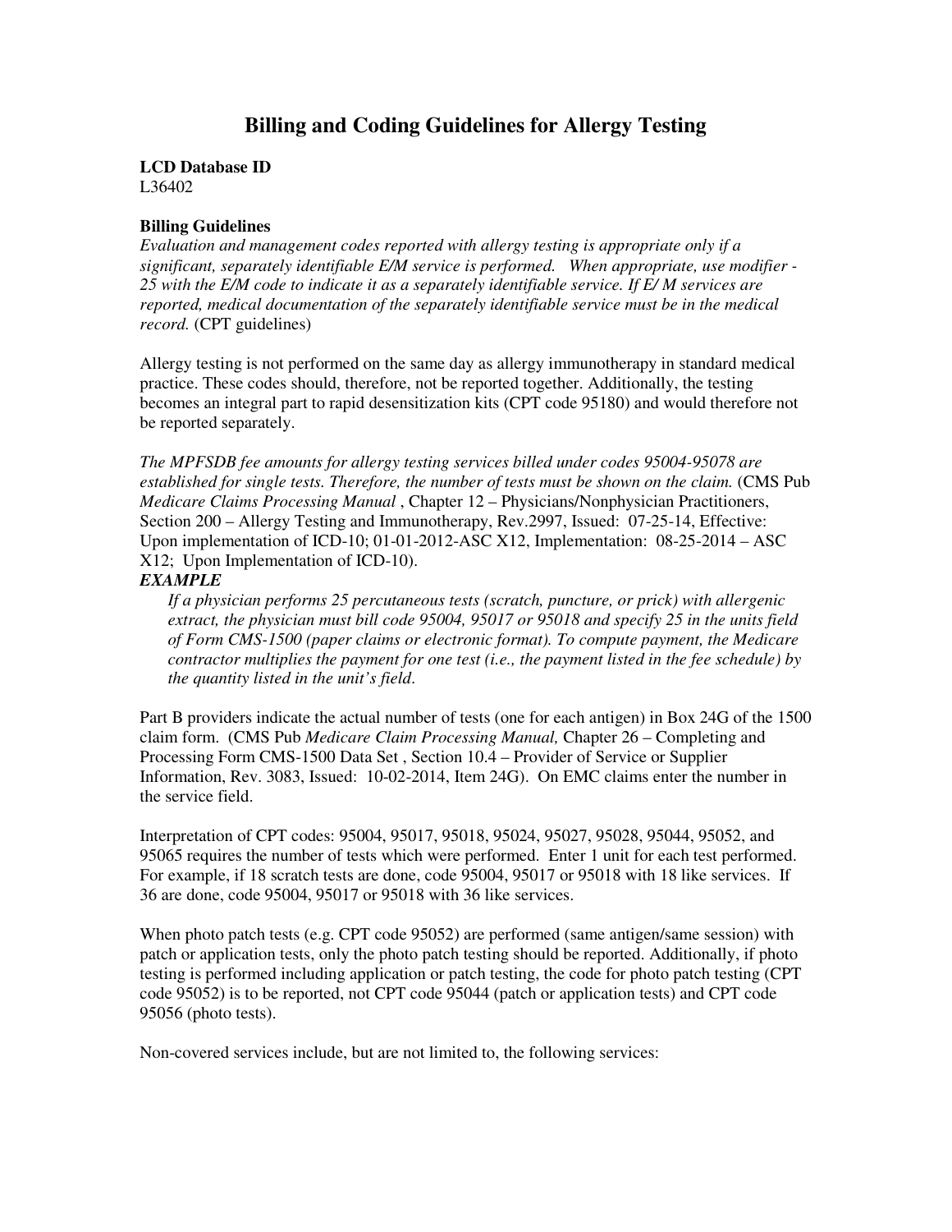# Billing and Coding Guidelines for Allergy Testing

**LCD Database ID**
L36402

**Billing Guidelines**

*Evaluation and management codes reported with allergy testing is appropriate only if a significant, separately identifiable E/M service is performed. When appropriate, use modifier -25 with the E/M code to indicate it as a separately identifiable service. If E/ M services are reported, medical documentation of the separately identifiable service must be in the medical record.* (CPT guidelines)

Allergy testing is not performed on the same day as allergy immunotherapy in standard medical practice. These codes should, therefore, not be reported together. Additionally, the testing becomes an integral part to rapid desensitization kits (CPT code 95180) and would therefore not be reported separately.

*The MPFSDB fee amounts for allergy testing services billed under codes 95004-95078 are established for single tests. Therefore, the number of tests must be shown on the claim.* (CMS Pub *Medicare Claims Processing Manual* , Chapter 12 – Physicians/Nonphysician Practitioners, Section 200 – Allergy Testing and Immunotherapy, Rev.2997, Issued: 07-25-14, Effective: Upon implementation of ICD-10; 01-01-2012-ASC X12, Implementation: 08-25-2014 – ASC X12; Upon Implementation of ICD-10).

***EXAMPLE***

> *If a physician performs 25 percutaneous tests (scratch, puncture, or prick) with allergenic extract, the physician must bill code 95004, 95017 or 95018 and specify 25 in the units field of Form CMS-1500 (paper claims or electronic format). To compute payment, the Medicare contractor multiplies the payment for one test (i.e., the payment listed in the fee schedule) by the quantity listed in the unit's field.*

Part B providers indicate the actual number of tests (one for each antigen) in Box 24G of the 1500 claim form. (CMS Pub *Medicare Claim Processing Manual,* Chapter 26 – Completing and Processing Form CMS-1500 Data Set , Section 10.4 – Provider of Service or Supplier Information, Rev. 3083, Issued: 10-02-2014, Item 24G). On EMC claims enter the number in the service field.

Interpretation of CPT codes: 95004, 95017, 95018, 95024, 95027, 95028, 95044, 95052, and 95065 requires the number of tests which were performed. Enter 1 unit for each test performed. For example, if 18 scratch tests are done, code 95004, 95017 or 95018 with 18 like services. If 36 are done, code 95004, 95017 or 95018 with 36 like services.

When photo patch tests (e.g. CPT code 95052) are performed (same antigen/same session) with patch or application tests, only the photo patch testing should be reported. Additionally, if photo testing is performed including application or patch testing, the code for photo patch testing (CPT code 95052) is to be reported, not CPT code 95044 (patch or application tests) and CPT code 95056 (photo tests).

Non-covered services include, but are not limited to, the following services: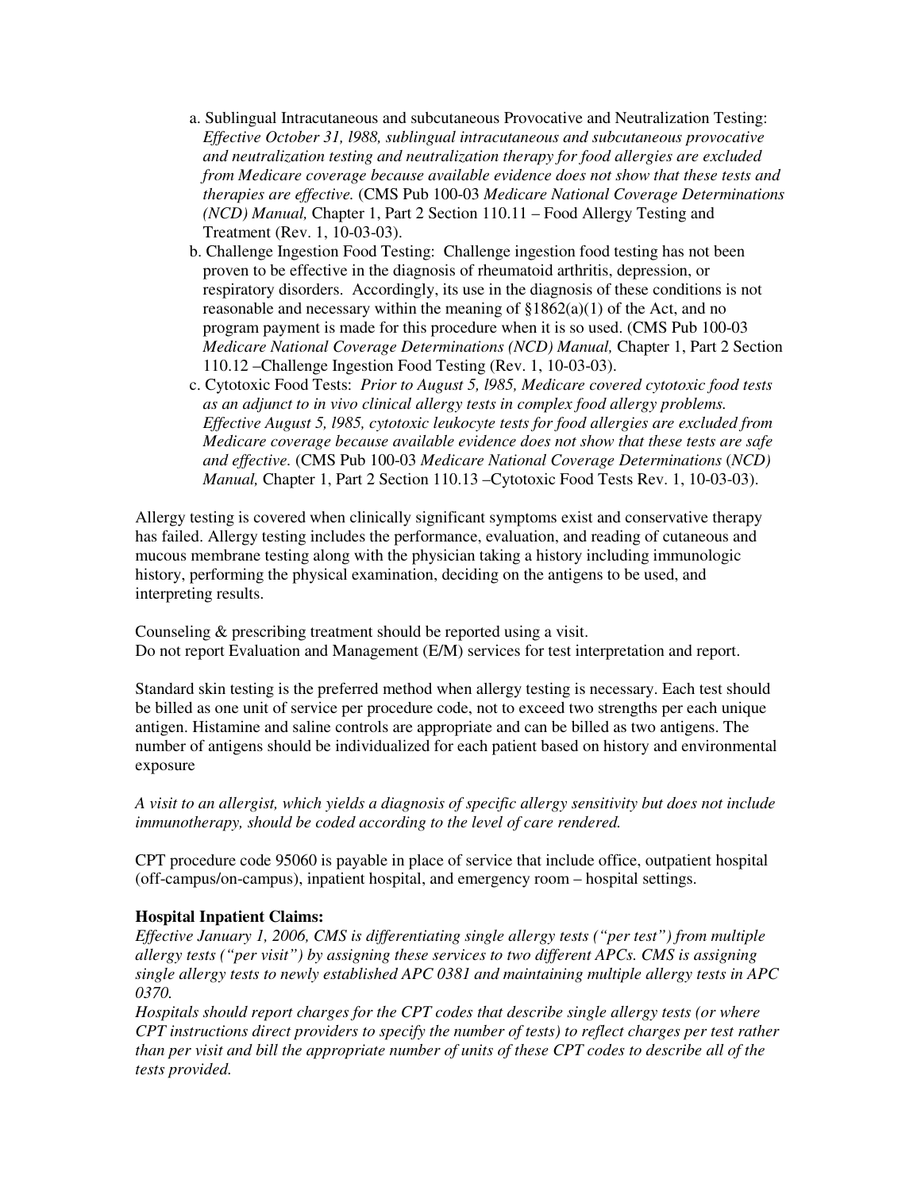a. Sublingual Intracutaneous and subcutaneous Provocative and Neutralization Testing: *Effective October 31, l988, sublingual intracutaneous and subcutaneous provocative and neutralization testing and neutralization therapy for food allergies are excluded from Medicare coverage because available evidence does not show that these tests and therapies are effective.* (CMS Pub 100-03 *Medicare National Coverage Determinations (NCD) Manual,* Chapter 1, Part 2 Section 110.11 – Food Allergy Testing and Treatment (Rev. 1, 10-03-03).

b. Challenge Ingestion Food Testing: Challenge ingestion food testing has not been proven to be effective in the diagnosis of rheumatoid arthritis, depression, or respiratory disorders. Accordingly, its use in the diagnosis of these conditions is not reasonable and necessary within the meaning of §1862(a)(1) of the Act, and no program payment is made for this procedure when it is so used. (CMS Pub 100-03 *Medicare National Coverage Determinations (NCD) Manual,* Chapter 1, Part 2 Section 110.12 –Challenge Ingestion Food Testing (Rev. 1, 10-03-03).

c. Cytotoxic Food Tests: *Prior to August 5, l985, Medicare covered cytotoxic food tests as an adjunct to in vivo clinical allergy tests in complex food allergy problems. Effective August 5, l985, cytotoxic leukocyte tests for food allergies are excluded from Medicare coverage because available evidence does not show that these tests are safe and effective.* (CMS Pub 100-03 *Medicare National Coverage Determinations* (*NCD) Manual,* Chapter 1, Part 2 Section 110.13 –Cytotoxic Food Tests Rev. 1, 10-03-03).

Allergy testing is covered when clinically significant symptoms exist and conservative therapy has failed. Allergy testing includes the performance, evaluation, and reading of cutaneous and mucous membrane testing along with the physician taking a history including immunologic history, performing the physical examination, deciding on the antigens to be used, and interpreting results.

Counseling & prescribing treatment should be reported using a visit.
Do not report Evaluation and Management (E/M) services for test interpretation and report.

Standard skin testing is the preferred method when allergy testing is necessary. Each test should be billed as one unit of service per procedure code, not to exceed two strengths per each unique antigen. Histamine and saline controls are appropriate and can be billed as two antigens. The number of antigens should be individualized for each patient based on history and environmental exposure

*A visit to an allergist, which yields a diagnosis of specific allergy sensitivity but does not include immunotherapy, should be coded according to the level of care rendered.*

CPT procedure code 95060 is payable in place of service that include office, outpatient hospital (off-campus/on-campus), inpatient hospital, and emergency room – hospital settings.

**Hospital Inpatient Claims:**

*Effective January 1, 2006, CMS is differentiating single allergy tests ("per test") from multiple allergy tests ("per visit") by assigning these services to two different APCs. CMS is assigning single allergy tests to newly established APC 0381 and maintaining multiple allergy tests in APC 0370.*

*Hospitals should report charges for the CPT codes that describe single allergy tests (or where CPT instructions direct providers to specify the number of tests) to reflect charges per test rather than per visit and bill the appropriate number of units of these CPT codes to describe all of the tests provided.*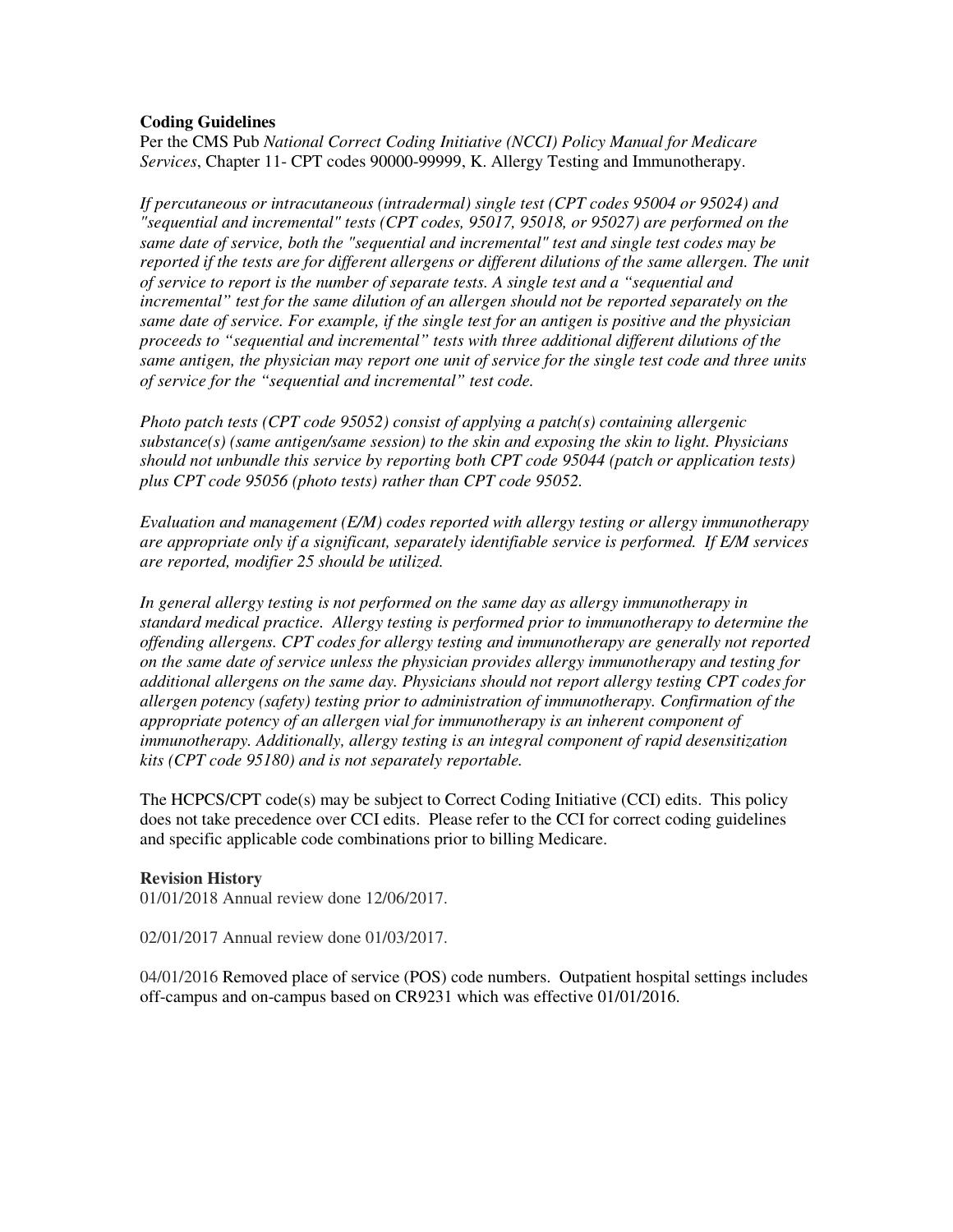**Coding Guidelines**

Per the CMS Pub *National Correct Coding Initiative (NCCI) Policy Manual for Medicare Services*, Chapter 11- CPT codes 90000-99999, K. Allergy Testing and Immunotherapy.

*If percutaneous or intracutaneous (intradermal) single test (CPT codes 95004 or 95024) and "sequential and incremental" tests (CPT codes, 95017, 95018, or 95027) are performed on the same date of service, both the "sequential and incremental" test and single test codes may be reported if the tests are for different allergens or different dilutions of the same allergen. The unit of service to report is the number of separate tests. A single test and a "sequential and incremental" test for the same dilution of an allergen should not be reported separately on the same date of service. For example, if the single test for an antigen is positive and the physician proceeds to "sequential and incremental" tests with three additional different dilutions of the same antigen, the physician may report one unit of service for the single test code and three units of service for the "sequential and incremental" test code.*

*Photo patch tests (CPT code 95052) consist of applying a patch(s) containing allergenic substance(s) (same antigen/same session) to the skin and exposing the skin to light. Physicians should not unbundle this service by reporting both CPT code 95044 (patch or application tests) plus CPT code 95056 (photo tests) rather than CPT code 95052.*

*Evaluation and management (E/M) codes reported with allergy testing or allergy immunotherapy are appropriate only if a significant, separately identifiable service is performed. If E/M services are reported, modifier 25 should be utilized.*

*In general allergy testing is not performed on the same day as allergy immunotherapy in standard medical practice. Allergy testing is performed prior to immunotherapy to determine the offending allergens. CPT codes for allergy testing and immunotherapy are generally not reported on the same date of service unless the physician provides allergy immunotherapy and testing for additional allergens on the same day. Physicians should not report allergy testing CPT codes for allergen potency (safety) testing prior to administration of immunotherapy. Confirmation of the appropriate potency of an allergen vial for immunotherapy is an inherent component of immunotherapy. Additionally, allergy testing is an integral component of rapid desensitization kits (CPT code 95180) and is not separately reportable.*

The HCPCS/CPT code(s) may be subject to Correct Coding Initiative (CCI) edits. This policy does not take precedence over CCI edits. Please refer to the CCI for correct coding guidelines and specific applicable code combinations prior to billing Medicare.

**Revision History**

01/01/2018 Annual review done 12/06/2017.

02/01/2017 Annual review done 01/03/2017.

04/01/2016 Removed place of service (POS) code numbers. Outpatient hospital settings includes off-campus and on-campus based on CR9231 which was effective 01/01/2016.